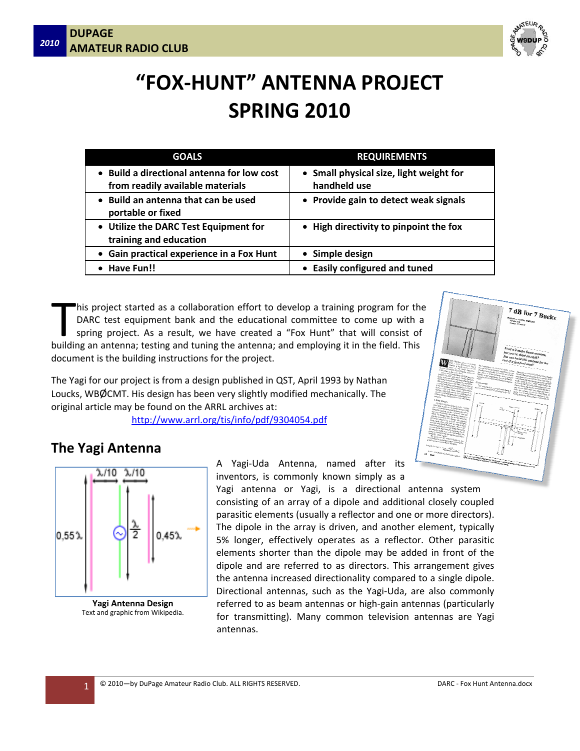# "FOX-HUNT" ANTENNA PROJECT SPRING 2010

| GOALS | REQUIREMENTS |
|---|---|
| • Build a directional antenna for low cost from readily available materials | • Small physical size, light weight for handheld use |
| • Build an antenna that can be used portable or fixed | • Provide gain to detect weak signals |
| • Utilize the DARC Test Equipment for training and education | • High directivity to pinpoint the fox |
| • Gain practical experience in a Fox Hunt | • Simple design |
| • Have Fun!! | • Easily configured and tuned |

This project started as a collaboration effort to develop a training program for the DARC test equipment bank and the educational committee to come up with a spring project. As a result, we have created a "Fox Hunt" that will consist of building an antenna; testing and tuning the antenna; and employing it in the field. This document is the building instructions for the project.

The Yagi for our project is from a design published in QST, April 1993 by Nathan Loucks, WBØCMT. His design has been very slightly modified mechanically. The original article may be found on the ARRL archives at:

http://www.arrl.org/tis/info/pdf/9304054.pdf

## The Yagi Antenna

**Yagi Antenna Design**
Text and graphic from Wikipedia.

A Yagi-Uda Antenna, named after its inventors, is commonly known simply as a Yagi antenna or Yagi, is a directional antenna system consisting of an array of a dipole and additional closely coupled parasitic elements (usually a reflector and one or more directors). The dipole in the array is driven, and another element, typically 5% longer, effectively operates as a reflector. Other parasitic elements shorter than the dipole may be added in front of the dipole and are referred to as directors. This arrangement gives the antenna increased directionality compared to a single dipole. Directional antennas, such as the Yagi-Uda, are also commonly referred to as beam antennas or high-gain antennas (particularly for transmitting). Many common television antennas are Yagi antennas.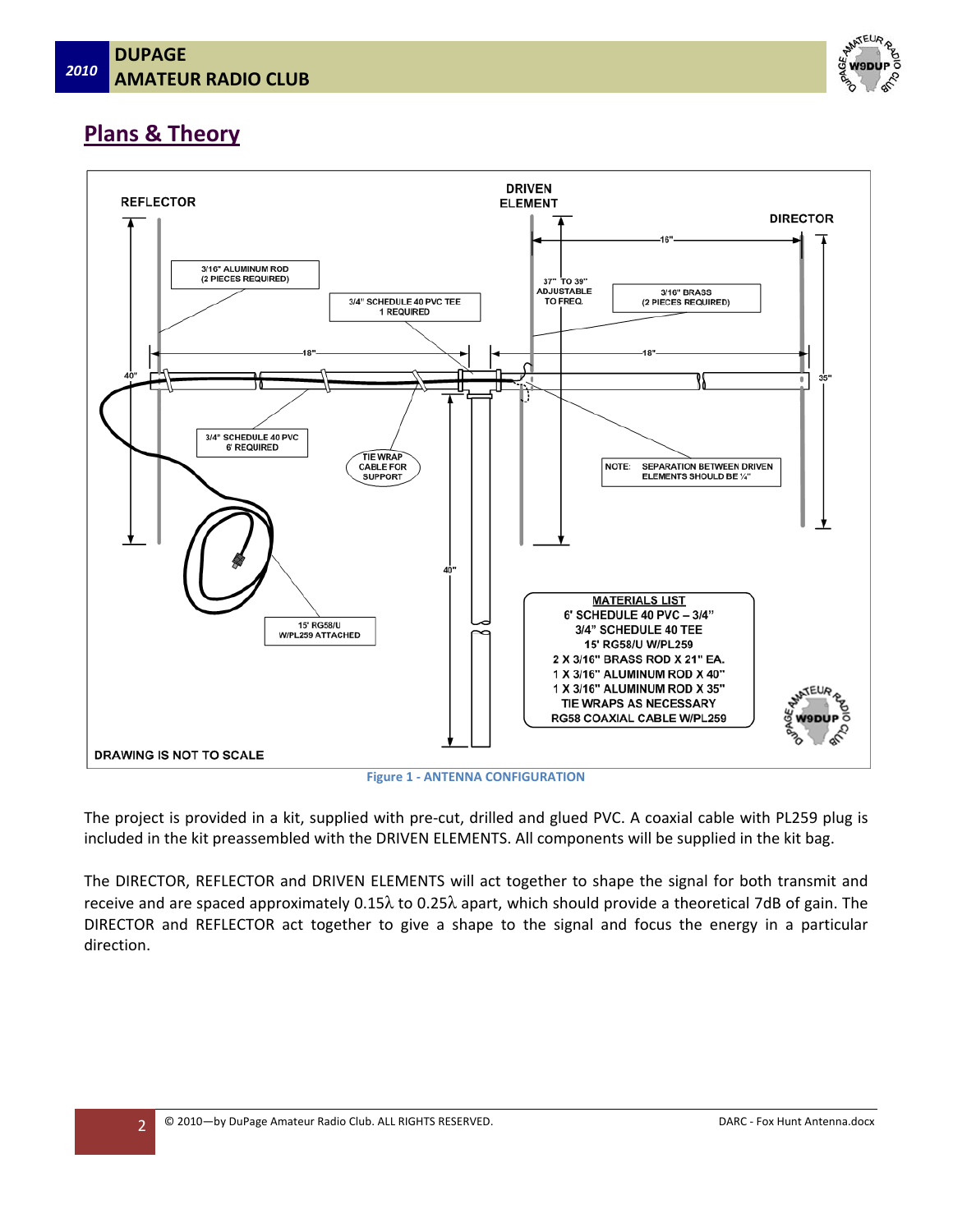## Plans & Theory

**MATERIALS LIST**

6' SCHEDULE 40 PVC – 3/4"
3/4" SCHEDULE 40 TEE
15' RG58/U W/PL259
2 X 3/16" BRASS ROD X 21" EA.
1 X 3/16" ALUMINUM ROD X 40"
1 X 3/16" ALUMINUM ROD X 35"
TIE WRAPS AS NECESSARY
RG58 COAXIAL CABLE W/PL259

DRAWING IS NOT TO SCALE

Figure 1 - ANTENNA CONFIGURATION

The project is provided in a kit, supplied with pre-cut, drilled and glued PVC. A coaxial cable with PL259 plug is included in the kit preassembled with the DRIVEN ELEMENTS. All components will be supplied in the kit bag.

The DIRECTOR, REFLECTOR and DRIVEN ELEMENTS will act together to shape the signal for both transmit and receive and are spaced approximately $0.15\lambda$ to $0.25\lambda$ apart, which should provide a theoretical 7dB of gain. The DIRECTOR and REFLECTOR act together to give a shape to the signal and focus the energy in a particular direction.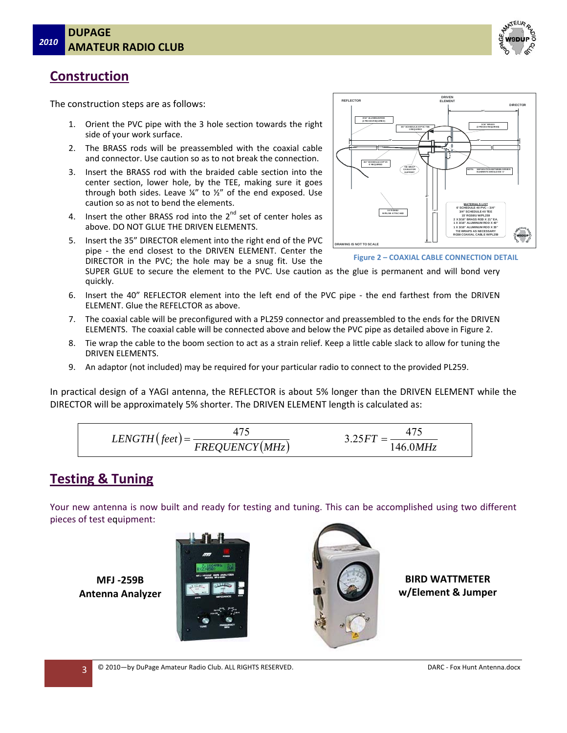## Construction

The construction steps are as follows:

1. Orient the PVC pipe with the 3 hole section towards the right side of your work surface.
2. The BRASS rods will be preassembled with the coaxial cable and connector. Use caution so as to not break the connection.
3. Insert the BRASS rod with the braided cable section into the center section, lower hole, by the TEE, making sure it goes through both sides. Leave ¼" to ½" of the end exposed. Use caution so as not to bend the elements.
4. Insert the other BRASS rod into the 2nd set of center holes as above. DO NOT GLUE THE DRIVEN ELEMENTS.
5. Insert the 35" DIRECTOR element into the right end of the PVC pipe - the end closest to the DRIVEN ELEMENT. Center the DIRECTOR in the PVC; the hole may be a snug fit. Use the SUPER GLUE to secure the element to the PVC. Use caution as the glue is permanent and will bond very quickly.
6. Insert the 40" REFLECTOR element into the left end of the PVC pipe - the end farthest from the DRIVEN ELEMENT. Glue the REFELCTOR as above.
7. The coaxial cable will be preconfigured with a PL259 connector and preassembled to the ends for the DRIVEN ELEMENTS. The coaxial cable will be connected above and below the PVC pipe as detailed above in Figure 2.
8. Tie wrap the cable to the boom section to act as a strain relief. Keep a little cable slack to allow for tuning the DRIVEN ELEMENTS.
9. An adaptor (not included) may be required for your particular radio to connect to the provided PL259.

Figure 2 – COAXIAL CABLE CONNECTION DETAIL

In practical design of a YAGI antenna, the REFLECTOR is about 5% longer than the DRIVEN ELEMENT while the DIRECTOR will be approximately 5% shorter. The DRIVEN ELEMENT length is calculated as:

$$LENGTH(feet) = \frac{475}{FREQUENCY(MHz)} \qquad 3.25FT = \frac{475}{146.0MHz}$$

## Testing & Tuning

Your new antenna is now built and ready for testing and tuning. This can be accomplished using two different pieces of test equipment:

**MFJ -259B Antenna Analyzer**

**BIRD WATTMETER w/Element & Jumper**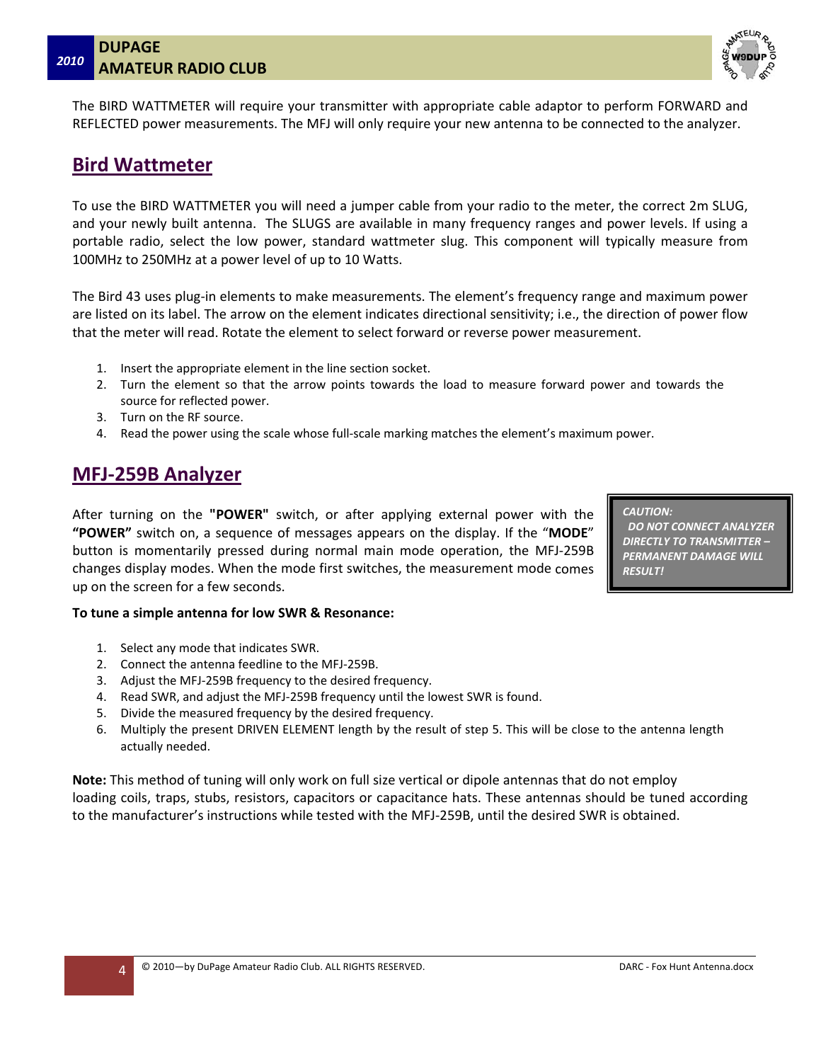The BIRD WATTMETER will require your transmitter with appropriate cable adaptor to perform FORWARD and REFLECTED power measurements. The MFJ will only require your new antenna to be connected to the analyzer.

## Bird Wattmeter

To use the BIRD WATTMETER you will need a jumper cable from your radio to the meter, the correct 2m SLUG, and your newly built antenna. The SLUGS are available in many frequency ranges and power levels. If using a portable radio, select the low power, standard wattmeter slug. This component will typically measure from 100MHz to 250MHz at a power level of up to 10 Watts.

The Bird 43 uses plug-in elements to make measurements. The element's frequency range and maximum power are listed on its label. The arrow on the element indicates directional sensitivity; i.e., the direction of power flow that the meter will read. Rotate the element to select forward or reverse power measurement.

1. Insert the appropriate element in the line section socket.
2. Turn the element so that the arrow points towards the load to measure forward power and towards the source for reflected power.
3. Turn on the RF source.
4. Read the power using the scale whose full-scale marking matches the element's maximum power.

## MFJ-259B Analyzer

After turning on the **"POWER"** switch, or after applying external power with the **"POWER"** switch on, a sequence of messages appears on the display. If the "**MODE**" button is momentarily pressed during normal main mode operation, the MFJ-259B changes display modes. When the mode first switches, the measurement mode comes up on the screen for a few seconds.

> ***CAUTION:***
> ***DO NOT CONNECT ANALYZER DIRECTLY TO TRANSMITTER – PERMANENT DAMAGE WILL RESULT!***

**To tune a simple antenna for low SWR & Resonance:**

1. Select any mode that indicates SWR.
2. Connect the antenna feedline to the MFJ-259B.
3. Adjust the MFJ-259B frequency to the desired frequency.
4. Read SWR, and adjust the MFJ-259B frequency until the lowest SWR is found.
5. Divide the measured frequency by the desired frequency.
6. Multiply the present DRIVEN ELEMENT length by the result of step 5. This will be close to the antenna length actually needed.

**Note:** This method of tuning will only work on full size vertical or dipole antennas that do not employ loading coils, traps, stubs, resistors, capacitors or capacitance hats. These antennas should be tuned according to the manufacturer's instructions while tested with the MFJ-259B, until the desired SWR is obtained.